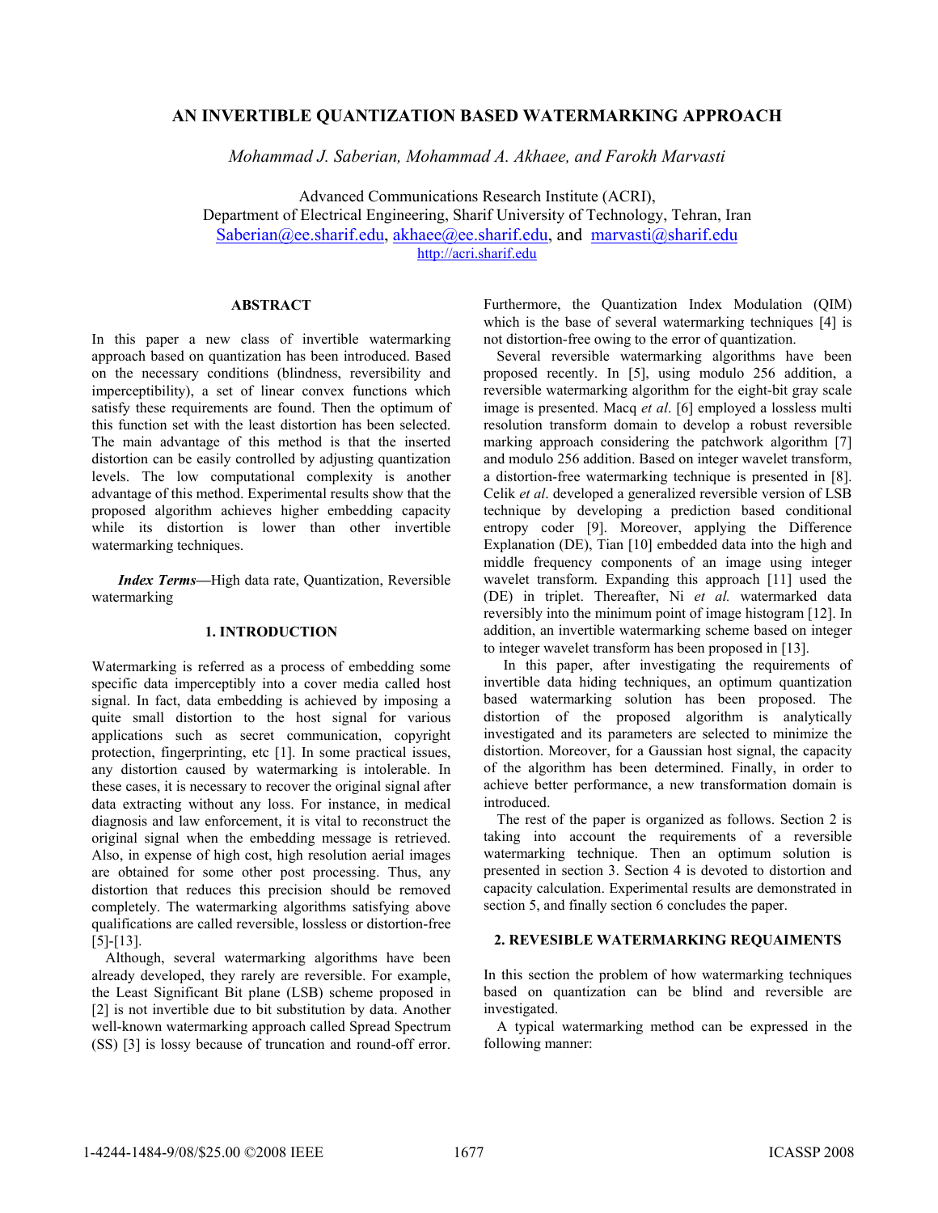# AN INVERTIBLE QUANTIZATION BASED WATERMARKING APPROACH

*Mohammad J. Saberian, Mohammad A. Akhaee, and Farokh Marvasti*

Advanced Communications Research Institute (ACRI),
Department of Electrical Engineering, Sharif University of Technology, Tehran, Iran
Saberian@ee.sharif.edu, akhaee@ee.sharif.edu, and marvasti@sharif.edu
http://acri.sharif.edu

## ABSTRACT

In this paper a new class of invertible watermarking approach based on quantization has been introduced. Based on the necessary conditions (blindness, reversibility and imperceptibility), a set of linear convex functions which satisfy these requirements are found. Then the optimum of this function set with the least distortion has been selected. The main advantage of this method is that the inserted distortion can be easily controlled by adjusting quantization levels. The low computational complexity is another advantage of this method. Experimental results show that the proposed algorithm achieves higher embedding capacity while its distortion is lower than other invertible watermarking techniques.

***Index Terms*****—**High data rate, Quantization, Reversible watermarking

## 1. INTRODUCTION

Watermarking is referred as a process of embedding some specific data imperceptibly into a cover media called host signal. In fact, data embedding is achieved by imposing a quite small distortion to the host signal for various applications such as secret communication, copyright protection, fingerprinting, etc [1]. In some practical issues, any distortion caused by watermarking is intolerable. In these cases, it is necessary to recover the original signal after data extracting without any loss. For instance, in medical diagnosis and law enforcement, it is vital to reconstruct the original signal when the embedding message is retrieved. Also, in expense of high cost, high resolution aerial images are obtained for some other post processing. Thus, any distortion that reduces this precision should be removed completely. The watermarking algorithms satisfying above qualifications are called reversible, lossless or distortion-free [5]-[13].

Although, several watermarking algorithms have been already developed, they rarely are reversible. For example, the Least Significant Bit plane (LSB) scheme proposed in [2] is not invertible due to bit substitution by data. Another well-known watermarking approach called Spread Spectrum (SS) [3] is lossy because of truncation and round-off error. Furthermore, the Quantization Index Modulation (QIM) which is the base of several watermarking techniques [4] is not distortion-free owing to the error of quantization.

Several reversible watermarking algorithms have been proposed recently. In [5], using modulo 256 addition, a reversible watermarking algorithm for the eight-bit gray scale image is presented. Macq *et al*. [6] employed a lossless multi resolution transform domain to develop a robust reversible marking approach considering the patchwork algorithm [7] and modulo 256 addition. Based on integer wavelet transform, a distortion-free watermarking technique is presented in [8]. Celik *et al*. developed a generalized reversible version of LSB technique by developing a prediction based conditional entropy coder [9]. Moreover, applying the Difference Explanation (DE), Tian [10] embedded data into the high and middle frequency components of an image using integer wavelet transform. Expanding this approach [11] used the (DE) in triplet. Thereafter, Ni *et al.* watermarked data reversibly into the minimum point of image histogram [12]. In addition, an invertible watermarking scheme based on integer to integer wavelet transform has been proposed in [13].

In this paper, after investigating the requirements of invertible data hiding techniques, an optimum quantization based watermarking solution has been proposed. The distortion of the proposed algorithm is analytically investigated and its parameters are selected to minimize the distortion. Moreover, for a Gaussian host signal, the capacity of the algorithm has been determined. Finally, in order to achieve better performance, a new transformation domain is introduced.

The rest of the paper is organized as follows. Section 2 is taking into account the requirements of a reversible watermarking technique. Then an optimum solution is presented in section 3. Section 4 is devoted to distortion and capacity calculation. Experimental results are demonstrated in section 5, and finally section 6 concludes the paper.

## 2. REVESIBLE WATERMARKING REQUAIMENTS

In this section the problem of how watermarking techniques based on quantization can be blind and reversible are investigated.

A typical watermarking method can be expressed in the following manner: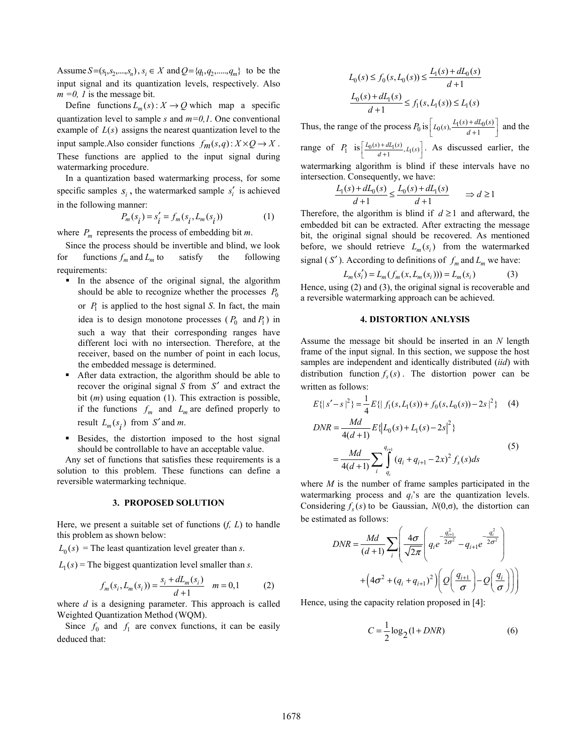Assume $S=(s_1,s_2,....,s_n)$, $s_i \in X$ and $Q=\{q_1,q_2,.....,q_m\}$ to be the input signal and its quantization levels, respectively. Also $m=0, 1$ is the message bit.

Define functions $L_m(s): X \rightarrow Q$ which map a specific quantization level to sample $s$ and $m=0,1$. One conventional example of $L(s)$ assigns the nearest quantization level to the input sample. Also consider functions $f_m(s,q): X \times Q \rightarrow X$. These functions are applied to the input signal during watermarking procedure.

In a quantization based watermarking process, for some specific samples $s_i$, the watermarked sample $s'_i$ is achieved in the following manner:

$$P_m(s_i) = s'_i = f_m(s_i, L_m(s_i)) \tag{1}$$

where $P_m$ represents the process of embedding bit $m$.

Since the process should be invertible and blind, we look for functions $f_m$ and $L_m$ to satisfy the following requirements:

- In the absence of the original signal, the algorithm should be able to recognize whether the processes $P_0$ or $P_1$ is applied to the host signal $S$. In fact, the main idea is to design monotone processes ($P_0$ and $P_1$) in such a way that their corresponding ranges have different loci with no intersection. Therefore, at the receiver, based on the number of point in each locus, the embedded message is determined.
- After data extraction, the algorithm should be able to recover the original signal $S$ from $S'$ and extract the bit ($m$) using equation (1). This extraction is possible, if the functions $f_m$ and $L_m$ are defined properly to result $L_m(s_i)$ from $S'$ and $m$.
- Besides, the distortion imposed to the host signal should be controllable to have an acceptable value.

Any set of functions that satisfies these requirements is a solution to this problem. These functions can define a reversible watermarking technique.

## 3. PROPOSED SOLUTION

Here, we present a suitable set of functions ($f$, $L$) to handle this problem as shown below:

$L_0(s)$ = The least quantization level greater than $s$.

$L_1(s)$ = The biggest quantization level smaller than $s$.

$$f_m(s_i, L_m(s_i)) = \frac{s_i + dL_m(s_i)}{d+1} \quad m = 0,1 \tag{2}$$

where $d$ is a designing parameter. This approach is called Weighted Quantization Method (WQM).

Since $f_0$ and $f_1$ are convex functions, it can be easily deduced that:

$$L_0(s) \le f_0(s, L_0(s)) \le \frac{L_1(s) + dL_0(s)}{d+1}$$

$$\frac{L_0(s) + dL_1(s)}{d+1} \le f_1(s, L_1(s)) \le L_1(s)$$

Thus, the range of the process $P_0$ is $\left[L_0(s), \frac{L_1(s)+dL_0(s)}{d+1}\right]$ and the range of $P_1$ is $\left[\frac{L_0(s)+dL_1(s)}{d+1}, L_1(s)\right]$. As discussed earlier, the watermarking algorithm is blind if these intervals have no intersection. Consequently, we have:

$$\frac{L_1(s) + dL_0(s)}{d+1} \le \frac{L_0(s) + dL_1(s)}{d+1} \qquad \Rightarrow d \ge 1$$

Therefore, the algorithm is blind if $d \ge 1$ and afterward, the embedded bit can be extracted. After extracting the message bit, the original signal should be recovered. As mentioned before, we should retrieve $L_m(s_i)$ from the watermarked signal ($S'$). According to definitions of $f_m$ and $L_m$ we have:

$$L_m(s'_i) = L_m(f_m(x, L_m(s_i))) = L_m(s_i) \tag{3}$$

Hence, using (2) and (3), the original signal is recoverable and a reversible watermarking approach can be achieved.

## 4. DISTORTION ANLYSIS

Assume the message bit should be inserted in an $N$ length frame of the input signal. In this section, we suppose the host samples are independent and identically distributed (*iid*) with distribution function $f_s(s)$. The distortion power can be written as follows:

$$E\{|s' - s|^2\} = \frac{1}{4}E\{|f_1(s, L_1(s)) + f_0(s, L_0(s)) - 2s|^2\} \tag{4}$$

$$\begin{aligned} DNR &= \frac{Md}{4(d+1)} E\{|L_0(s) + L_1(s) - 2s|^2\} \\ &= \frac{Md}{4(d+1)} \sum_i \int_{q_i}^{q_{i+1}} (q_i + q_{i+1} - 2x)^2 f_s(s) ds \end{aligned} \tag{5}$$

where $M$ is the number of frame samples participated in the watermarking process and $q_i$'s are the quantization levels. Considering $f_s(s)$ to be Gaussian, $N(0,\sigma)$, the distortion can be estimated as follows:

$$DNR = \frac{Md}{(d+1)} \sum_i \left( \frac{4\sigma}{\sqrt{2\pi}} \left( q_i e^{-\frac{q_{i+1}^2}{2\sigma^2}} - q_{i+1} e^{-\frac{q_i^2}{2\sigma^2}} \right) + \left(4\sigma^2 + (q_i + q_{i+1})^2\right) \left( Q\left(\frac{q_{i+1}}{\sigma}\right) - Q\left(\frac{q_i}{\sigma}\right) \right) \right)$$

Hence, using the capacity relation proposed in [4]:

$$C = \frac{1}{2}\log_2(1 + DNR) \tag{6}$$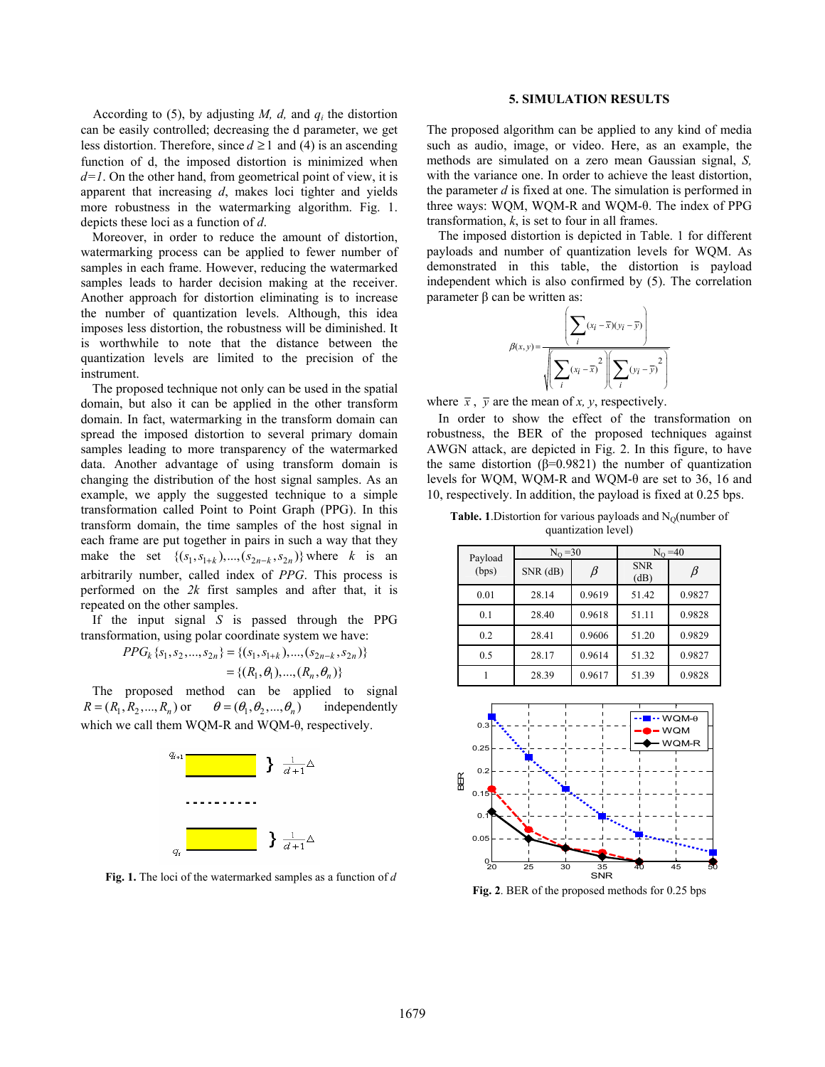According to (5), by adjusting $M$, $d$, and $q_i$ the distortion can be easily controlled; decreasing the d parameter, we get less distortion. Therefore, since $d \geq 1$ and (4) is an ascending function of d, the imposed distortion is minimized when $d=1$. On the other hand, from geometrical point of view, it is apparent that increasing $d$, makes loci tighter and yields more robustness in the watermarking algorithm. Fig. 1. depicts these loci as a function of $d$.

Moreover, in order to reduce the amount of distortion, watermarking process can be applied to fewer number of samples in each frame. However, reducing the watermarked samples leads to harder decision making at the receiver. Another approach for distortion eliminating is to increase the number of quantization levels. Although, this idea imposes less distortion, the robustness will be diminished. It is worthwhile to note that the distance between the quantization levels are limited to the precision of the instrument.

The proposed technique not only can be used in the spatial domain, but also it can be applied in the other transform domain. In fact, watermarking in the transform domain can spread the imposed distortion to several primary domain samples leading to more transparency of the watermarked data. Another advantage of using transform domain is changing the distribution of the host signal samples. As an example, we apply the suggested technique to a simple transformation called Point to Point Graph (PPG). In this transform domain, the time samples of the host signal in each frame are put together in pairs in such a way that they make the set $\{(s_1, s_{1+k}), \ldots, (s_{2n-k}, s_{2n})\}$ where $k$ is an arbitrarily number, called index of *PPG*. This process is performed on the $2k$ first samples and after that, it is repeated on the other samples.

If the input signal $S$ is passed through the PPG transformation, using polar coordinate system we have:

$$PPG_k\{s_1, s_2, \ldots, s_{2n}\} = \{(s_1, s_{1+k}), \ldots, (s_{2n-k}, s_{2n})\}$$
$$= \{(R_1, \theta_1), \ldots, (R_n, \theta_n)\}$$

The proposed method can be applied to signal $R = (R_1, R_2, \ldots, R_n)$ or $\theta = (\theta_1, \theta_2, \ldots, \theta_n)$ independently which we call them WQM-R and WQM-θ, respectively.

**Fig. 1.** The loci of the watermarked samples as a function of $d$

## 5. SIMULATION RESULTS

The proposed algorithm can be applied to any kind of media such as audio, image, or video. Here, as an example, the methods are simulated on a zero mean Gaussian signal, $S$, with the variance one. In order to achieve the least distortion, the parameter $d$ is fixed at one. The simulation is performed in three ways: WQM, WQM-R and WQM-θ. The index of PPG transformation, $k$, is set to four in all frames.

The imposed distortion is depicted in Table. 1 for different payloads and number of quantization levels for WQM. As demonstrated in this table, the distortion is payload independent which is also confirmed by (5). The correlation parameter β can be written as:

$$\beta(x, y) = \frac{\left| \sum_i (x_i - \bar{x})(y_i - \bar{y}) \right|}{\sqrt{\left( \sum_i (x_i - \bar{x})^2 \right) \left( \sum_i (y_i - \bar{y})^2 \right)}}$$

where $\bar{x}$, $\bar{y}$ are the mean of $x$, $y$, respectively.

In order to show the effect of the transformation on robustness, the BER of the proposed techniques against AWGN attack, are depicted in Fig. 2. In this figure, to have the same distortion (β=0.9821) the number of quantization levels for WQM, WQM-R and WQM-θ are set to 36, 16 and 10, respectively. In addition, the payload is fixed at 0.25 bps.

**Table. 1**.Distortion for various payloads and $N_Q$(number of quantization level)

| Payload (bps) | $N_Q$ =30 | | $N_Q$ =40 | |
|---|---|---|---|---|
| | SNR (dB) | β | SNR (dB) | β |
| 0.01 | 28.14 | 0.9619 | 51.42 | 0.9827 |
| 0.1 | 28.40 | 0.9618 | 51.11 | 0.9828 |
| 0.2 | 28.41 | 0.9606 | 51.20 | 0.9829 |
| 0.5 | 28.17 | 0.9614 | 51.32 | 0.9827 |
| 1 | 28.39 | 0.9617 | 51.39 | 0.9828 |

**Fig. 2**. BER of the proposed methods for 0.25 bps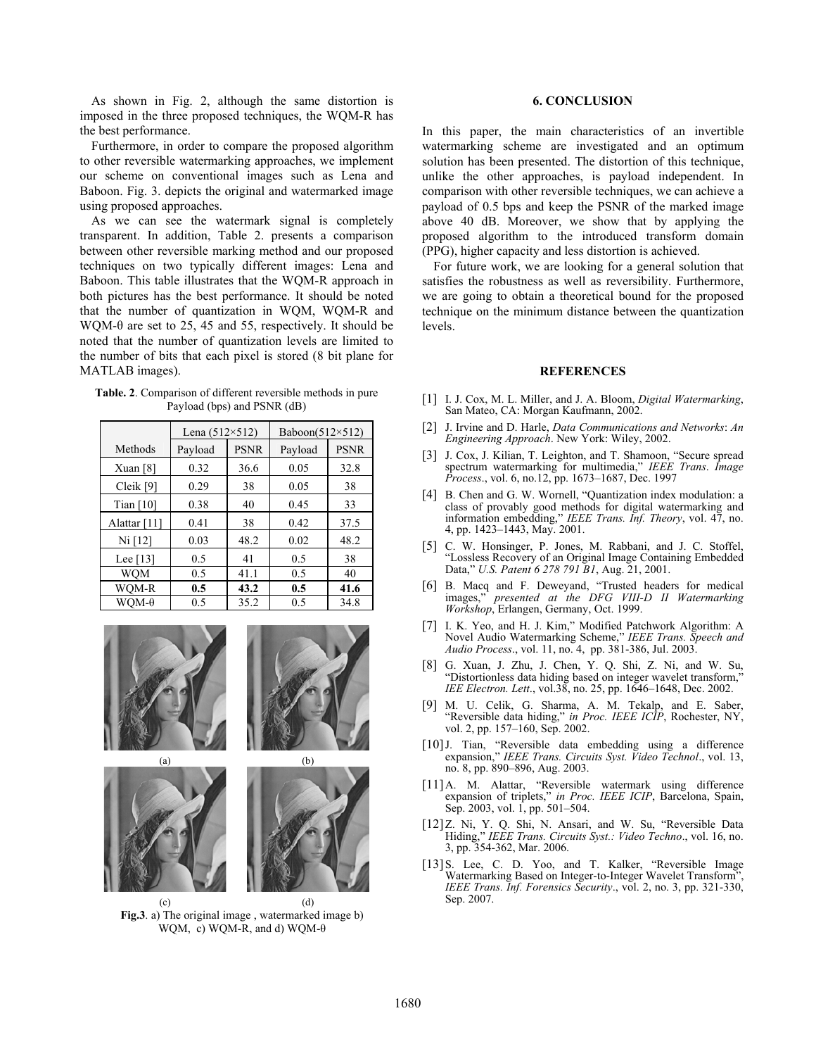As shown in Fig. 2, although the same distortion is imposed in the three proposed techniques, the WQM-R has the best performance.

Furthermore, in order to compare the proposed algorithm to other reversible watermarking approaches, we implement our scheme on conventional images such as Lena and Baboon. Fig. 3. depicts the original and watermarked image using proposed approaches.

As we can see the watermark signal is completely transparent. In addition, Table 2. presents a comparison between other reversible marking method and our proposed techniques on two typically different images: Lena and Baboon. This table illustrates that the WQM-R approach in both pictures has the best performance. It should be noted that the number of quantization in WQM, WQM-R and WQM-θ are set to 25, 45 and 55, respectively. It should be noted that the number of quantization levels are limited to the number of bits that each pixel is stored (8 bit plane for MATLAB images).

**Table. 2**. Comparison of different reversible methods in pure Payload (bps) and PSNR (dB)

| | Lena (512×512) | | Baboon(512×512) | |
|---|---|---|---|---|
| Methods | Payload | PSNR | Payload | PSNR |
| Xuan [8] | 0.32 | 36.6 | 0.05 | 32.8 |
| Cleik [9] | 0.29 | 38 | 0.05 | 38 |
| Tian [10] | 0.38 | 40 | 0.45 | 33 |
| Alattar [11] | 0.41 | 38 | 0.42 | 37.5 |
| Ni [12] | 0.03 | 48.2 | 0.02 | 48.2 |
| Lee [13] | 0.5 | 41 | 0.5 | 38 |
| WQM | 0.5 | 41.1 | 0.5 | 40 |
| WQM-R | **0.5** | **43.2** | **0.5** | **41.6** |
| WQM-θ | 0.5 | 35.2 | 0.5 | 34.8 |

(a) (b)

(c) (d)

**Fig.3**. a) The original image , watermarked image b) WQM, c) WQM-R, and d) WQM-θ

## 6. CONCLUSION

In this paper, the main characteristics of an invertible watermarking scheme are investigated and an optimum solution has been presented. The distortion of this technique, unlike the other approaches, is payload independent. In comparison with other reversible techniques, we can achieve a payload of 0.5 bps and keep the PSNR of the marked image above 40 dB. Moreover, we show that by applying the proposed algorithm to the introduced transform domain (PPG), higher capacity and less distortion is achieved.

For future work, we are looking for a general solution that satisfies the robustness as well as reversibility. Furthermore, we are going to obtain a theoretical bound for the proposed technique on the minimum distance between the quantization levels.

## REFERENCES

[1] I. J. Cox, M. L. Miller, and J. A. Bloom, *Digital Watermarking*, San Mateo, CA: Morgan Kaufmann, 2002.

[2] J. Irvine and D. Harle, *Data Communications and Networks*: *An Engineering Approach*. New York: Wiley, 2002.

[3] J. Cox, J. Kilian, T. Leighton, and T. Shamoon, "Secure spread spectrum watermarking for multimedia," *IEEE Trans*. *Image Process*., vol. 6, no.12, pp. 1673–1687, Dec. 1997

[4] B. Chen and G. W. Wornell, "Quantization index modulation: a class of provably good methods for digital watermarking and information embedding," *IEEE Trans. Inf. Theory*, vol. 47, no. 4, pp. 1423–1443, May. 2001.

[5] C. W. Honsinger, P. Jones, M. Rabbani, and J. C. Stoffel, "Lossless Recovery of an Original Image Containing Embedded Data," *U.S. Patent 6 278 791 B1*, Aug. 21, 2001.

[6] B. Macq and F. Deweyand, "Trusted headers for medical images," *presented at the DFG VIII-D II Watermarking Workshop*, Erlangen, Germany, Oct. 1999.

[7] I. K. Yeo, and H. J. Kim," Modified Patchwork Algorithm: A Novel Audio Watermarking Scheme," *IEEE Trans. Speech and Audio Process*., vol. 11, no. 4, pp. 381-386, Jul. 2003.

[8] G. Xuan, J. Zhu, J. Chen, Y. Q. Shi, Z. Ni, and W. Su, "Distortionless data hiding based on integer wavelet transform," *IEE Electron. Lett*., vol.38, no. 25, pp. 1646–1648, Dec. 2002.

[9] M. U. Celik, G. Sharma, A. M. Tekalp, and E. Saber, "Reversible data hiding," *in Proc. IEEE ICIP*, Rochester, NY, vol. 2, pp. 157–160, Sep. 2002.

[10] J. Tian, "Reversible data embedding using a difference expansion," *IEEE Trans. Circuits Syst. Video Technol*., vol. 13, no. 8, pp. 890–896, Aug. 2003.

[11] A. M. Alattar, "Reversible watermark using difference expansion of triplets," *in Proc. IEEE ICIP*, Barcelona, Spain, Sep. 2003, vol. 1, pp. 501–504.

[12] Z. Ni, Y. Q. Shi, N. Ansari, and W. Su, "Reversible Data Hiding," *IEEE Trans. Circuits Syst.: Video Techno*., vol. 16, no. 3, pp. 354-362, Mar. 2006.

[13] S. Lee, C. D. Yoo, and T. Kalker, "Reversible Image Watermarking Based on Integer-to-Integer Wavelet Transform", *IEEE Trans. Inf. Forensics Security*., vol. 2, no. 3, pp. 321-330, Sep. 2007.